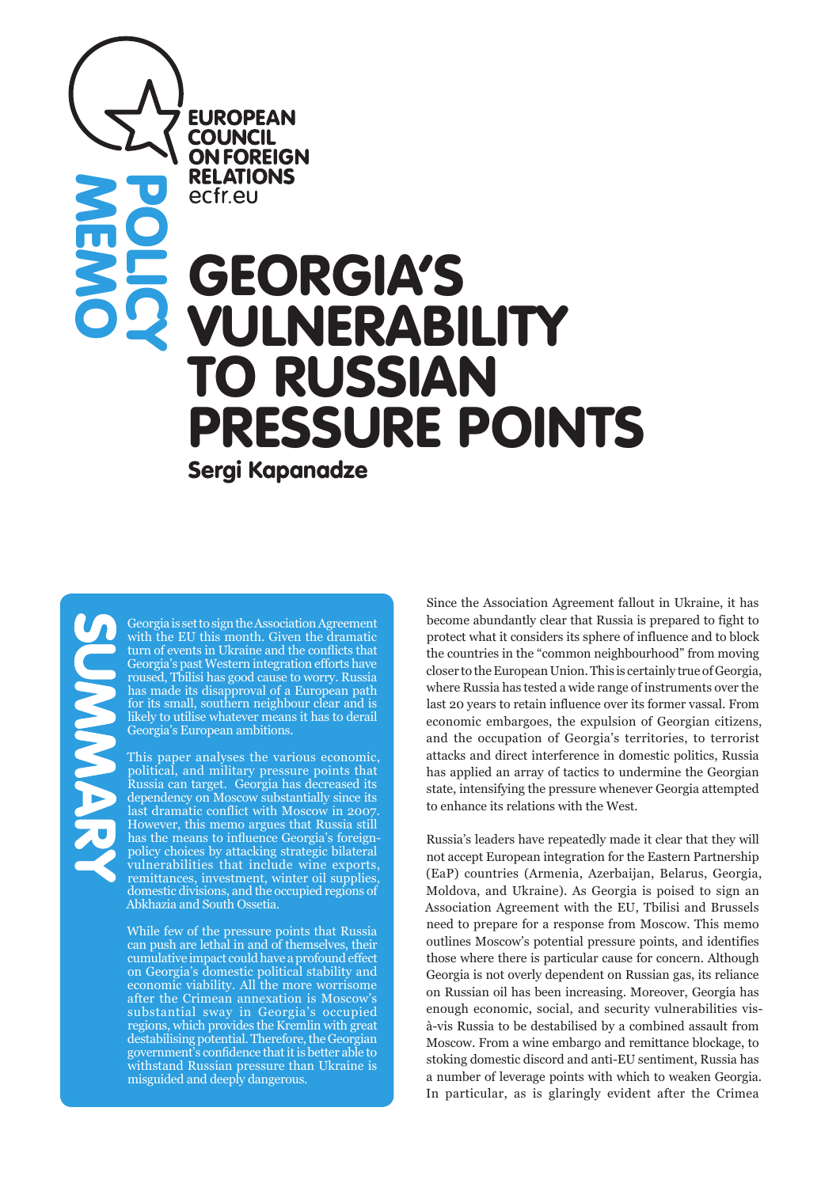EUROPEAN COUNCIL ON FOREIGN RELATIONS
ecfr.eu

POLICY MEMO

# GEORGIA'S VULNERABILITY TO RUSSIAN PRESSURE POINTS

**Sergi Kapanadze**

## SUMMARY

Georgia is set to sign the Association Agreement with the EU this month. Given the dramatic turn of events in Ukraine and the conflicts that Georgia's past Western integration efforts have roused, Tbilisi has good cause to worry. Russia has made its disapproval of a European path for its small, southern neighbour clear and is likely to utilise whatever means it has to derail Georgia's European ambitions.

This paper analyses the various economic, political, and military pressure points that Russia can target. Georgia has decreased its dependency on Moscow substantially since its last dramatic conflict with Moscow in 2007. However, this memo argues that Russia still has the means to influence Georgia's foreign-policy choices by attacking strategic bilateral vulnerabilities that include wine exports, remittances, investment, winter oil supplies, domestic divisions, and the occupied regions of Abkhazia and South Ossetia.

While few of the pressure points that Russia can push are lethal in and of themselves, their cumulative impact could have a profound effect on Georgia's domestic political stability and economic viability. All the more worrisome after the Crimean annexation is Moscow's substantial sway in Georgia's occupied regions, which provides the Kremlin with great destabilising potential. Therefore, the Georgian government's confidence that it is better able to withstand Russian pressure than Ukraine is misguided and deeply dangerous.

Since the Association Agreement fallout in Ukraine, it has become abundantly clear that Russia is prepared to fight to protect what it considers its sphere of influence and to block the countries in the "common neighbourhood" from moving closer to the European Union. This is certainly true of Georgia, where Russia has tested a wide range of instruments over the last 20 years to retain influence over its former vassal. From economic embargoes, the expulsion of Georgian citizens, and the occupation of Georgia's territories, to terrorist attacks and direct interference in domestic politics, Russia has applied an array of tactics to undermine the Georgian state, intensifying the pressure whenever Georgia attempted to enhance its relations with the West.

Russia's leaders have repeatedly made it clear that they will not accept European integration for the Eastern Partnership (EaP) countries (Armenia, Azerbaijan, Belarus, Georgia, Moldova, and Ukraine). As Georgia is poised to sign an Association Agreement with the EU, Tbilisi and Brussels need to prepare for a response from Moscow. This memo outlines Moscow's potential pressure points, and identifies those where there is particular cause for concern. Although Georgia is not overly dependent on Russian gas, its reliance on Russian oil has been increasing. Moreover, Georgia has enough economic, social, and security vulnerabilities vis-à-vis Russia to be destabilised by a combined assault from Moscow. From a wine embargo and remittance blockage, to stoking domestic discord and anti-EU sentiment, Russia has a number of leverage points with which to weaken Georgia. In particular, as is glaringly evident after the Crimea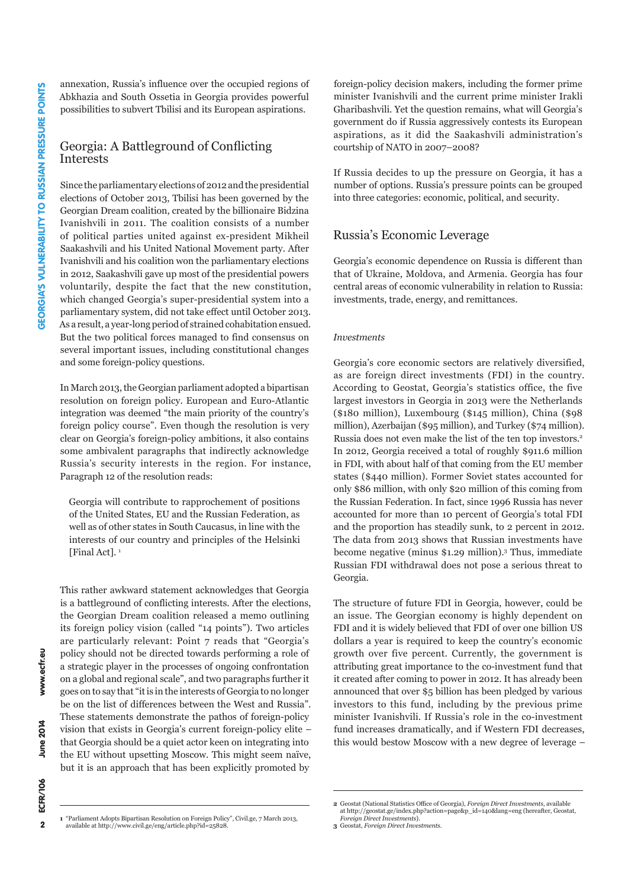annexation, Russia's influence over the occupied regions of Abkhazia and South Ossetia in Georgia provides powerful possibilities to subvert Tbilisi and its European aspirations.

## Georgia: A Battleground of Conflicting Interests

Since the parliamentary elections of 2012 and the presidential elections of October 2013, Tbilisi has been governed by the Georgian Dream coalition, created by the billionaire Bidzina Ivanishvili in 2011. The coalition consists of a number of political parties united against ex-president Mikheil Saakashvili and his United National Movement party. After Ivanishvili and his coalition won the parliamentary elections in 2012, Saakashvili gave up most of the presidential powers voluntarily, despite the fact that the new constitution, which changed Georgia's super-presidential system into a parliamentary system, did not take effect until October 2013. As a result, a year-long period of strained cohabitation ensued. But the two political forces managed to find consensus on several important issues, including constitutional changes and some foreign-policy questions.

In March 2013, the Georgian parliament adopted a bipartisan resolution on foreign policy. European and Euro-Atlantic integration was deemed "the main priority of the country's foreign policy course". Even though the resolution is very clear on Georgia's foreign-policy ambitions, it also contains some ambivalent paragraphs that indirectly acknowledge Russia's security interests in the region. For instance, Paragraph 12 of the resolution reads:

> Georgia will contribute to rapprochement of positions of the United States, EU and the Russian Federation, as well as of other states in South Caucasus, in line with the interests of our country and principles of the Helsinki [Final Act]. [1]

This rather awkward statement acknowledges that Georgia is a battleground of conflicting interests. After the elections, the Georgian Dream coalition released a memo outlining its foreign policy vision (called "14 points"). Two articles are particularly relevant: Point 7 reads that "Georgia's policy should not be directed towards performing a role of a strategic player in the processes of ongoing confrontation on a global and regional scale", and two paragraphs further it goes on to say that "it is in the interests of Georgia to no longer be on the list of differences between the West and Russia". These statements demonstrate the pathos of foreign-policy vision that exists in Georgia's current foreign-policy elite – that Georgia should be a quiet actor keen on integrating into the EU without upsetting Moscow. This might seem naïve, but it is an approach that has been explicitly promoted by foreign-policy decision makers, including the former prime minister Ivanishvili and the current prime minister Irakli Gharibashvili. Yet the question remains, what will Georgia's government do if Russia aggressively contests its European aspirations, as it did the Saakashvili administration's courtship of NATO in 2007–2008?

If Russia decides to up the pressure on Georgia, it has a number of options. Russia's pressure points can be grouped into three categories: economic, political, and security.

## Russia's Economic Leverage

Georgia's economic dependence on Russia is different than that of Ukraine, Moldova, and Armenia. Georgia has four central areas of economic vulnerability in relation to Russia: investments, trade, energy, and remittances.

### *Investments*

Georgia's core economic sectors are relatively diversified, as are foreign direct investments (FDI) in the country. According to Geostat, Georgia's statistics office, the five largest investors in Georgia in 2013 were the Netherlands ($180 million), Luxembourg ($145 million), China ($98 million), Azerbaijan ($95 million), and Turkey ($74 million). Russia does not even make the list of the ten top investors.[2] In 2012, Georgia received a total of roughly $911.6 million in FDI, with about half of that coming from the EU member states ($440 million). Former Soviet states accounted for only $86 million, with only $20 million of this coming from the Russian Federation. In fact, since 1996 Russia has never accounted for more than 10 percent of Georgia's total FDI and the proportion has steadily sunk, to 2 percent in 2012. The data from 2013 shows that Russian investments have become negative (minus $1.29 million).[3] Thus, immediate Russian FDI withdrawal does not pose a serious threat to Georgia.

The structure of future FDI in Georgia, however, could be an issue. The Georgian economy is highly dependent on FDI and it is widely believed that FDI of over one billion US dollars a year is required to keep the country's economic growth over five percent. Currently, the government is attributing great importance to the co-investment fund that it created after coming to power in 2012. It has already been announced that over $5 billion has been pledged by various investors to this fund, including by the previous prime minister Ivanishvili. If Russia's role in the co-investment fund increases dramatically, and if Western FDI decreases, this would bestow Moscow with a new degree of leverage –

---

1 "Parliament Adopts Bipartisan Resolution on Foreign Policy", Civil.ge, 7 March 2013, available at http://www.civil.ge/eng/article.php?id=25828.

2 Geostat (National Statistics Office of Georgia), *Foreign Direct Investments*, available at http://geostat.ge/index.php?action=page&p_id=140&lang=eng (hereafter, Geostat, *Foreign Direct Investments*).

3 Geostat, *Foreign Direct Investments*.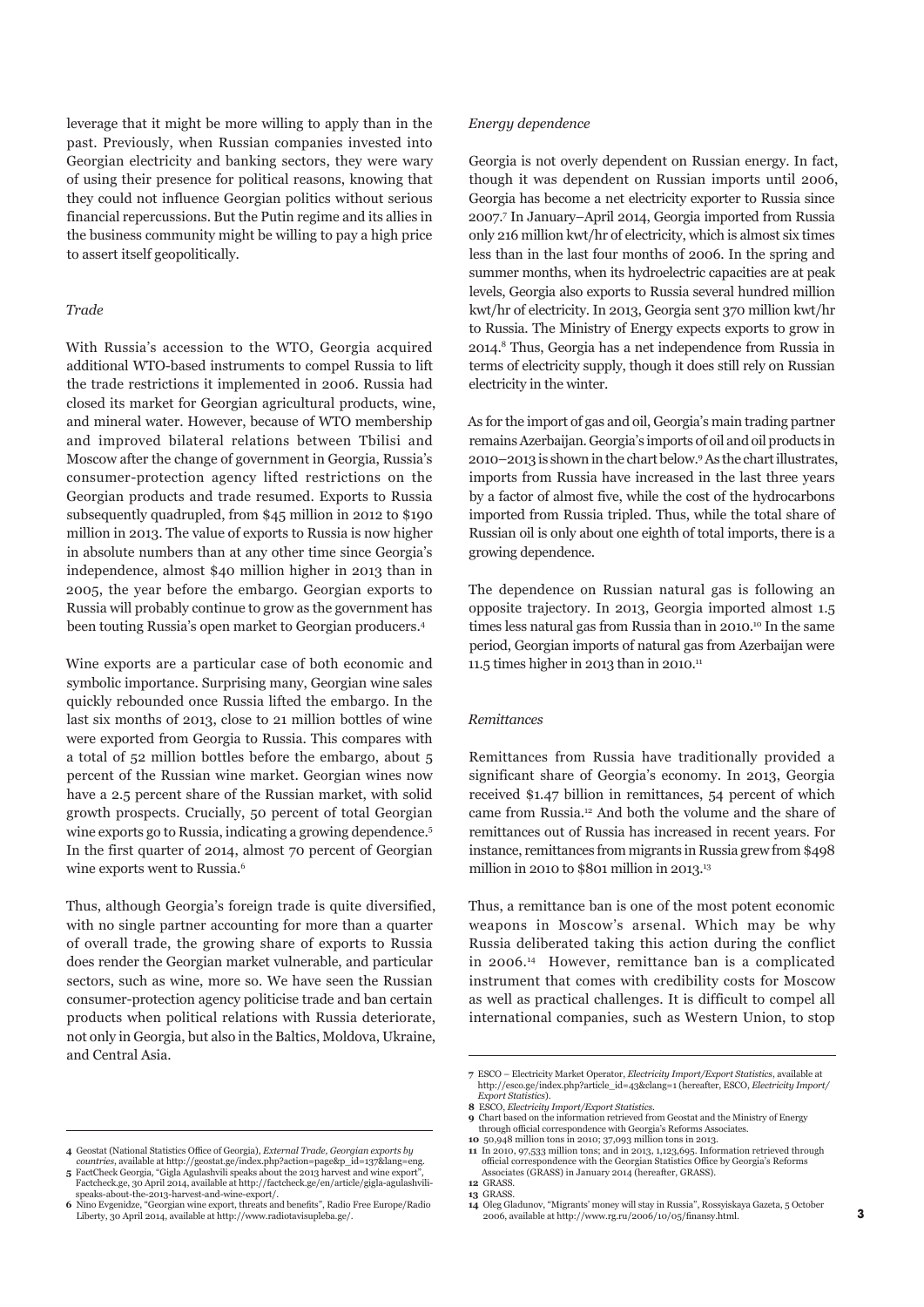leverage that it might be more willing to apply than in the past. Previously, when Russian companies invested into Georgian electricity and banking sectors, they were wary of using their presence for political reasons, knowing that they could not influence Georgian politics without serious financial repercussions. But the Putin regime and its allies in the business community might be willing to pay a high price to assert itself geopolitically.

### *Trade*

With Russia's accession to the WTO, Georgia acquired additional WTO-based instruments to compel Russia to lift the trade restrictions it implemented in 2006. Russia had closed its market for Georgian agricultural products, wine, and mineral water. However, because of WTO membership and improved bilateral relations between Tbilisi and Moscow after the change of government in Georgia, Russia's consumer-protection agency lifted restrictions on the Georgian products and trade resumed. Exports to Russia subsequently quadrupled, from $45 million in 2012 to $190 million in 2013. The value of exports to Russia is now higher in absolute numbers than at any other time since Georgia's independence, almost $40 million higher in 2013 than in 2005, the year before the embargo. Georgian exports to Russia will probably continue to grow as the government has been touting Russia's open market to Georgian producers.[4]

Wine exports are a particular case of both economic and symbolic importance. Surprising many, Georgian wine sales quickly rebounded once Russia lifted the embargo. In the last six months of 2013, close to 21 million bottles of wine were exported from Georgia to Russia. This compares with a total of 52 million bottles before the embargo, about 5 percent of the Russian wine market. Georgian wines now have a 2.5 percent share of the Russian market, with solid growth prospects. Crucially, 50 percent of total Georgian wine exports go to Russia, indicating a growing dependence.[5] In the first quarter of 2014, almost 70 percent of Georgian wine exports went to Russia.[6]

Thus, although Georgia's foreign trade is quite diversified, with no single partner accounting for more than a quarter of overall trade, the growing share of exports to Russia does render the Georgian market vulnerable, and particular sectors, such as wine, more so. We have seen the Russian consumer-protection agency politicise trade and ban certain products when political relations with Russia deteriorate, not only in Georgia, but also in the Baltics, Moldova, Ukraine, and Central Asia.

### *Energy dependence*

Georgia is not overly dependent on Russian energy. In fact, though it was dependent on Russian imports until 2006, Georgia has become a net electricity exporter to Russia since 2007.[7] In January–April 2014, Georgia imported from Russia only 216 million kwt/hr of electricity, which is almost six times less than in the last four months of 2006. In the spring and summer months, when its hydroelectric capacities are at peak levels, Georgia also exports to Russia several hundred million kwt/hr of electricity. In 2013, Georgia sent 370 million kwt/hr to Russia. The Ministry of Energy expects exports to grow in 2014.[8] Thus, Georgia has a net independence from Russia in terms of electricity supply, though it does still rely on Russian electricity in the winter.

As for the import of gas and oil, Georgia's main trading partner remains Azerbaijan. Georgia's imports of oil and oil products in 2010–2013 is shown in the chart below.[9] As the chart illustrates, imports from Russia have increased in the last three years by a factor of almost five, while the cost of the hydrocarbons imported from Russia tripled. Thus, while the total share of Russian oil is only about one eighth of total imports, there is a growing dependence.

The dependence on Russian natural gas is following an opposite trajectory. In 2013, Georgia imported almost 1.5 times less natural gas from Russia than in 2010.[10] In the same period, Georgian imports of natural gas from Azerbaijan were 11.5 times higher in 2013 than in 2010.[11]

### *Remittances*

Remittances from Russia have traditionally provided a significant share of Georgia's economy. In 2013, Georgia received $1.47 billion in remittances, 54 percent of which came from Russia.[12] And both the volume and the share of remittances out of Russia has increased in recent years. For instance, remittances from migrants in Russia grew from $498 million in 2010 to $801 million in 2013.[13]

Thus, a remittance ban is one of the most potent economic weapons in Moscow's arsenal. Which may be why Russia deliberated taking this action during the conflict in 2006.[14] However, remittance ban is a complicated instrument that comes with credibility costs for Moscow as well as practical challenges. It is difficult to compel all international companies, such as Western Union, to stop

---

4 Geostat (National Statistics Office of Georgia), *External Trade, Georgian exports by countries*, available at http://geostat.ge/index.php?action=page&p_id=137&lang=eng.
5 FactCheck Georgia, "Gigla Agulashvili speaks about the 2013 harvest and wine export", Factcheck.ge, 30 April 2014, available at http://factcheck.ge/en/article/gigla-agulashvili-speaks-about-the-2013-harvest-and-wine-export/.
6 Nino Evgenidze, "Georgian wine export, threats and benefits", Radio Free Europe/Radio Liberty, 30 April 2014, available at http://www.radiotavisupleba.ge/.

7 ESCO – Electricity Market Operator, *Electricity Import/Export Statistics*, available at http://esco.ge/index.php?article_id=43&clang=1 (hereafter, ESCO, *Electricity Import/Export Statistics*).
8 ESCO, *Electricity Import/Export Statistics*.
9 Chart based on the information retrieved from Geostat and the Ministry of Energy through official correspondence with Georgia's Reforms Associates.
10 50,948 million tons in 2010; 37,093 million tons in 2013.
11 In 2010, 97,533 million tons; and in 2013, 1,123,695. Information retrieved through official correspondence with the Georgian Statistics Office by Georgia's Reforms Associates (GRASS) in January 2014 (hereafter, GRASS).
12 GRASS.
13 GRASS.
14 Oleg Gladunov, "Migrants' money will stay in Russia", Rossyiskaya Gazeta, 5 October 2006, available at http://www.rg.ru/2006/10/05/finansy.html.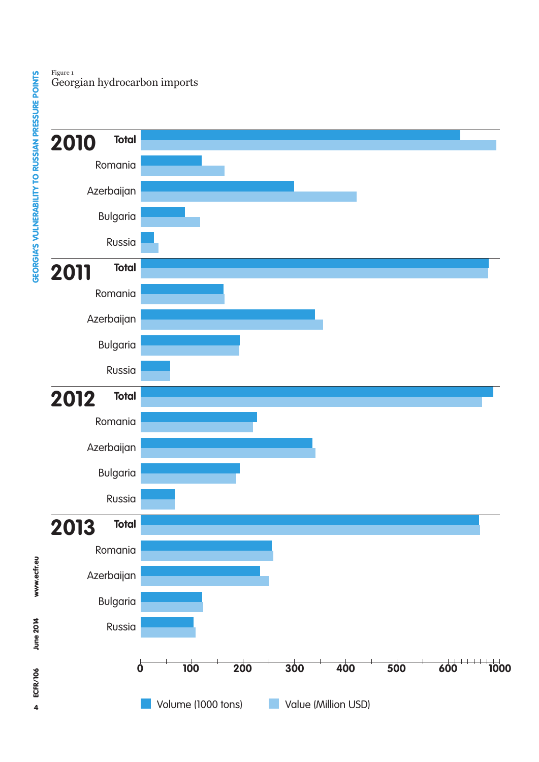Figure 1

Georgian hydrocarbon imports

| Year | Country | Volume (1000 tons) | Value (Million USD) |
|---|---|---|---|
| 2010 | Total | | |
| | Romania | | |
| | Azerbaijan | | |
| | Bulgaria | | |
| | Russia | | |
| 2011 | Total | | |
| | Romania | | |
| | Azerbaijan | | |
| | Bulgaria | | |
| | Russia | | |
| 2012 | Total | | |
| | Romania | | |
| | Azerbaijan | | |
| | Bulgaria | | |
| | Russia | | |
| 2013 | Total | | |
| | Romania | | |
| | Azerbaijan | | |
| | Bulgaria | | |
| | Russia | | |

Axis: 0, 100, 200, 300, 400, 500, 600, 1000

Volume (1000 tons) | Value (Million USD)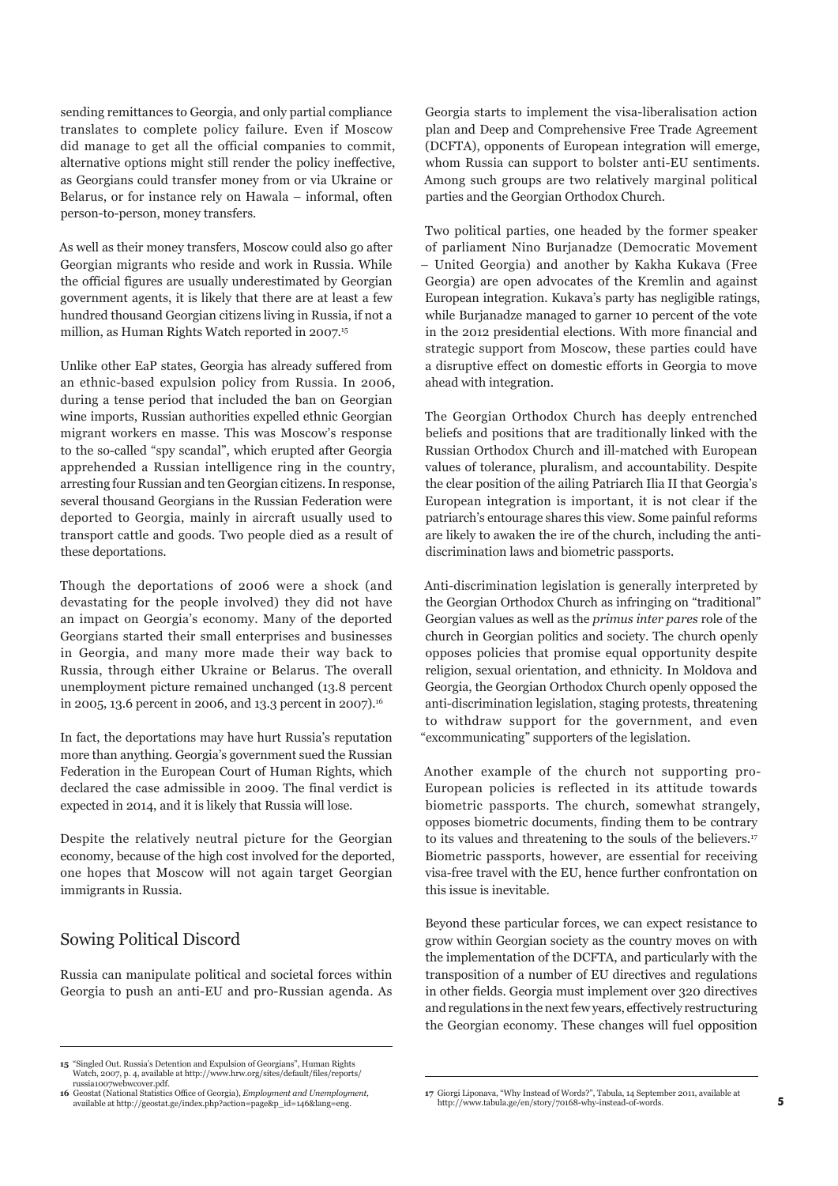sending remittances to Georgia, and only partial compliance translates to complete policy failure. Even if Moscow did manage to get all the official companies to commit, alternative options might still render the policy ineffective, as Georgians could transfer money from or via Ukraine or Belarus, or for instance rely on Hawala – informal, often person-to-person, money transfers.

As well as their money transfers, Moscow could also go after Georgian migrants who reside and work in Russia. While the official figures are usually underestimated by Georgian government agents, it is likely that there are at least a few hundred thousand Georgian citizens living in Russia, if not a million, as Human Rights Watch reported in 2007.[15]

Unlike other EaP states, Georgia has already suffered from an ethnic-based expulsion policy from Russia. In 2006, during a tense period that included the ban on Georgian wine imports, Russian authorities expelled ethnic Georgian migrant workers en masse. This was Moscow's response to the so-called "spy scandal", which erupted after Georgia apprehended a Russian intelligence ring in the country, arresting four Russian and ten Georgian citizens. In response, several thousand Georgians in the Russian Federation were deported to Georgia, mainly in aircraft usually used to transport cattle and goods. Two people died as a result of these deportations.

Though the deportations of 2006 were a shock (and devastating for the people involved) they did not have an impact on Georgia's economy. Many of the deported Georgians started their small enterprises and businesses in Georgia, and many more made their way back to Russia, through either Ukraine or Belarus. The overall unemployment picture remained unchanged (13.8 percent in 2005, 13.6 percent in 2006, and 13.3 percent in 2007).[16]

In fact, the deportations may have hurt Russia's reputation more than anything. Georgia's government sued the Russian Federation in the European Court of Human Rights, which declared the case admissible in 2009. The final verdict is expected in 2014, and it is likely that Russia will lose.

Despite the relatively neutral picture for the Georgian economy, because of the high cost involved for the deported, one hopes that Moscow will not again target Georgian immigrants in Russia.

## Sowing Political Discord

Russia can manipulate political and societal forces within Georgia to push an anti-EU and pro-Russian agenda. As Georgia starts to implement the visa-liberalisation action plan and Deep and Comprehensive Free Trade Agreement (DCFTA), opponents of European integration will emerge, whom Russia can support to bolster anti-EU sentiments. Among such groups are two relatively marginal political parties and the Georgian Orthodox Church.

Two political parties, one headed by the former speaker of parliament Nino Burjanadze (Democratic Movement – United Georgia) and another by Kakha Kukava (Free Georgia) are open advocates of the Kremlin and against European integration. Kukava's party has negligible ratings, while Burjanadze managed to garner 10 percent of the vote in the 2012 presidential elections. With more financial and strategic support from Moscow, these parties could have a disruptive effect on domestic efforts in Georgia to move ahead with integration.

The Georgian Orthodox Church has deeply entrenched beliefs and positions that are traditionally linked with the Russian Orthodox Church and ill-matched with European values of tolerance, pluralism, and accountability. Despite the clear position of the ailing Patriarch Ilia II that Georgia's European integration is important, it is not clear if the patriarch's entourage shares this view. Some painful reforms are likely to awaken the ire of the church, including the anti-discrimination laws and biometric passports.

Anti-discrimination legislation is generally interpreted by the Georgian Orthodox Church as infringing on "traditional" Georgian values as well as the *primus inter pares* role of the church in Georgian politics and society. The church openly opposes policies that promise equal opportunity despite religion, sexual orientation, and ethnicity. In Moldova and Georgia, the Georgian Orthodox Church openly opposed the anti-discrimination legislation, staging protests, threatening to withdraw support for the government, and even "excommunicating" supporters of the legislation.

Another example of the church not supporting pro-European policies is reflected in its attitude towards biometric passports. The church, somewhat strangely, opposes biometric documents, finding them to be contrary to its values and threatening to the souls of the believers.[17] Biometric passports, however, are essential for receiving visa-free travel with the EU, hence further confrontation on this issue is inevitable.

Beyond these particular forces, we can expect resistance to grow within Georgian society as the country moves on with the implementation of the DCFTA, and particularly with the transposition of a number of EU directives and regulations in other fields. Georgia must implement over 320 directives and regulations in the next few years, effectively restructuring the Georgian economy. These changes will fuel opposition

---

15 "Singled Out. Russia's Detention and Expulsion of Georgians", Human Rights Watch, 2007, p. 4, available at http://www.hrw.org/sites/default/files/reports/russia1007webwcover.pdf.

16 Geostat (National Statistics Office of Georgia), *Employment and Unemployment*, available at http://geostat.ge/index.php?action=page&p_id=146&lang=eng.

17 Giorgi Liponava, "Why Instead of Words?", Tabula, 14 September 2011, available at http://www.tabula.ge/en/story/70168-why-instead-of-words.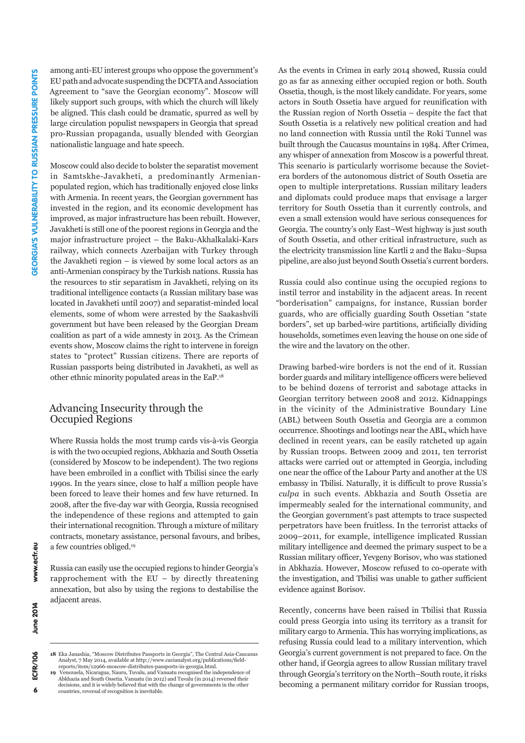among anti-EU interest groups who oppose the government's EU path and advocate suspending the DCFTA and Association Agreement to "save the Georgian economy". Moscow will likely support such groups, with which the church will likely be aligned. This clash could be dramatic, spurred as well by large circulation populist newspapers in Georgia that spread pro-Russian propaganda, usually blended with Georgian nationalistic language and hate speech.

Moscow could also decide to bolster the separatist movement in Samtskhe-Javakheti, a predominantly Armenian-populated region, which has traditionally enjoyed close links with Armenia. In recent years, the Georgian government has invested in the region, and its economic development has improved, as major infrastructure has been rebuilt. However, Javakheti is still one of the poorest regions in Georgia and the major infrastructure project – the Baku-Akhalkalaki-Kars railway, which connects Azerbaijan with Turkey through the Javakheti region – is viewed by some local actors as an anti-Armenian conspiracy by the Turkish nations. Russia has the resources to stir separatism in Javakheti, relying on its traditional intelligence contacts (a Russian military base was located in Javakheti until 2007) and separatist-minded local elements, some of whom were arrested by the Saakashvili government but have been released by the Georgian Dream coalition as part of a wide amnesty in 2013. As the Crimean events show, Moscow claims the right to intervene in foreign states to "protect" Russian citizens. There are reports of Russian passports being distributed in Javakheti, as well as other ethnic minority populated areas in the EaP.[18]

## Advancing Insecurity through the Occupied Regions

Where Russia holds the most trump cards vis-à-vis Georgia is with the two occupied regions, Abkhazia and South Ossetia (considered by Moscow to be independent). The two regions have been embroiled in a conflict with Tbilisi since the early 1990s. In the years since, close to half a million people have been forced to leave their homes and few have returned. In 2008, after the five-day war with Georgia, Russia recognised the independence of these regions and attempted to gain their international recognition. Through a mixture of military contracts, monetary assistance, personal favours, and bribes, a few countries obliged.[19]

Russia can easily use the occupied regions to hinder Georgia's rapprochement with the EU – by directly threatening annexation, but also by using the regions to destabilise the adjacent areas.

As the events in Crimea in early 2014 showed, Russia could go as far as annexing either occupied region or both. South Ossetia, though, is the most likely candidate. For years, some actors in South Ossetia have argued for reunification with the Russian region of North Ossetia – despite the fact that South Ossetia is a relatively new political creation and had no land connection with Russia until the Roki Tunnel was built through the Caucasus mountains in 1984. After Crimea, any whisper of annexation from Moscow is a powerful threat. This scenario is particularly worrisome because the Soviet-era borders of the autonomous district of South Ossetia are open to multiple interpretations. Russian military leaders and diplomats could produce maps that envisage a larger territory for South Ossetia than it currently controls, and even a small extension would have serious consequences for Georgia. The country's only East–West highway is just south of South Ossetia, and other critical infrastructure, such as the electricity transmission line Kartli 2 and the Baku–Supsa pipeline, are also just beyond South Ossetia's current borders.

Russia could also continue using the occupied regions to instil terror and instability in the adjacent areas. In recent "borderisation" campaigns, for instance, Russian border guards, who are officially guarding South Ossetian "state borders", set up barbed-wire partitions, artificially dividing households, sometimes even leaving the house on one side of the wire and the lavatory on the other.

Drawing barbed-wire borders is not the end of it. Russian border guards and military intelligence officers were believed to be behind dozens of terrorist and sabotage attacks in Georgian territory between 2008 and 2012. Kidnappings in the vicinity of the Administrative Boundary Line (ABL) between South Ossetia and Georgia are a common occurrence. Shootings and lootings near the ABL, which have declined in recent years, can be easily ratcheted up again by Russian troops. Between 2009 and 2011, ten terrorist attacks were carried out or attempted in Georgia, including one near the office of the Labour Party and another at the US embassy in Tbilisi. Naturally, it is difficult to prove Russia's *culpa* in such events. Abkhazia and South Ossetia are impermeably sealed for the international community, and the Georgian government's past attempts to trace suspected perpetrators have been fruitless. In the terrorist attacks of 2009–2011, for example, intelligence implicated Russian military intelligence and deemed the primary suspect to be a Russian military officer, Yevgeny Borisov, who was stationed in Abkhazia. However, Moscow refused to co-operate with the investigation, and Tbilisi was unable to gather sufficient evidence against Borisov.

Recently, concerns have been raised in Tbilisi that Russia could press Georgia into using its territory as a transit for military cargo to Armenia. This has worrying implications, as refusing Russia could lead to a military intervention, which Georgia's current government is not prepared to face. On the other hand, if Georgia agrees to allow Russian military travel through Georgia's territory on the North–South route, it risks becoming a permanent military corridor for Russian troops,

---

**18** Eka Janashia, "Moscow Distributes Passports in Georgia", The Central Asia-Caucasus Analyst, 7 May 2014, available at http://www.cacianalyst.org/publications/field-reports/item/12966-moscow-distributes-passports-in-georgia.html.

**19** Venezuela, Nicaragua, Nauru, Tuvalu, and Vanuatu recognised the independence of Abkhazia and South Ossetia. Vanuatu (in 2012) and Tuvalu (in 2014) reversed their decisions, and it is widely believed that with the change of governments in the other countries, reversal of recognition is inevitable.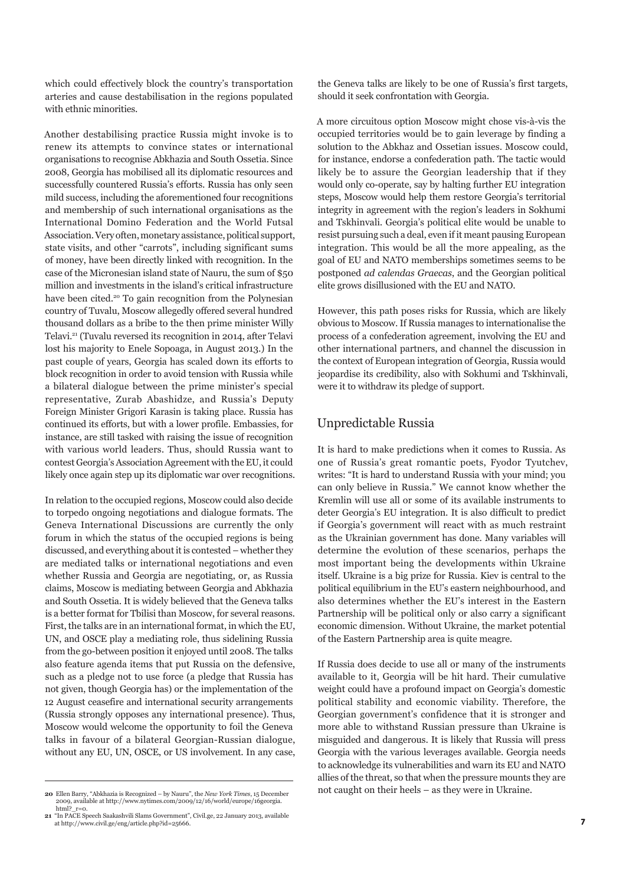which could effectively block the country's transportation arteries and cause destabilisation in the regions populated with ethnic minorities.

Another destabilising practice Russia might invoke is to renew its attempts to convince states or international organisations to recognise Abkhazia and South Ossetia. Since 2008, Georgia has mobilised all its diplomatic resources and successfully countered Russia's efforts. Russia has only seen mild success, including the aforementioned four recognitions and membership of such international organisations as the International Domino Federation and the World Futsal Association. Very often, monetary assistance, political support, state visits, and other "carrots", including significant sums of money, have been directly linked with recognition. In the case of the Micronesian island state of Nauru, the sum of $50 million and investments in the island's critical infrastructure have been cited.[20] To gain recognition from the Polynesian country of Tuvalu, Moscow allegedly offered several hundred thousand dollars as a bribe to the then prime minister Willy Telavi.[21] (Tuvalu reversed its recognition in 2014, after Telavi lost his majority to Enele Sopoaga, in August 2013.) In the past couple of years, Georgia has scaled down its efforts to block recognition in order to avoid tension with Russia while a bilateral dialogue between the prime minister's special representative, Zurab Abashidze, and Russia's Deputy Foreign Minister Grigori Karasin is taking place. Russia has continued its efforts, but with a lower profile. Embassies, for instance, are still tasked with raising the issue of recognition with various world leaders. Thus, should Russia want to contest Georgia's Association Agreement with the EU, it could likely once again step up its diplomatic war over recognitions.

In relation to the occupied regions, Moscow could also decide to torpedo ongoing negotiations and dialogue formats. The Geneva International Discussions are currently the only forum in which the status of the occupied regions is being discussed, and everything about it is contested – whether they are mediated talks or international negotiations and even whether Russia and Georgia are negotiating, or, as Russia claims, Moscow is mediating between Georgia and Abkhazia and South Ossetia. It is widely believed that the Geneva talks is a better format for Tbilisi than Moscow, for several reasons. First, the talks are in an international format, in which the EU, UN, and OSCE play a mediating role, thus sidelining Russia from the go-between position it enjoyed until 2008. The talks also feature agenda items that put Russia on the defensive, such as a pledge not to use force (a pledge that Russia has not given, though Georgia has) or the implementation of the 12 August ceasefire and international security arrangements (Russia strongly opposes any international presence). Thus, Moscow would welcome the opportunity to foil the Geneva talks in favour of a bilateral Georgian-Russian dialogue, without any EU, UN, OSCE, or US involvement. In any case, the Geneva talks are likely to be one of Russia's first targets, should it seek confrontation with Georgia.

A more circuitous option Moscow might chose vis-à-vis the occupied territories would be to gain leverage by finding a solution to the Abkhaz and Ossetian issues. Moscow could, for instance, endorse a confederation path. The tactic would likely be to assure the Georgian leadership that if they would only co-operate, say by halting further EU integration steps, Moscow would help them restore Georgia's territorial integrity in agreement with the region's leaders in Sokhumi and Tskhinvali. Georgia's political elite would be unable to resist pursuing such a deal, even if it meant pausing European integration. This would be all the more appealing, as the goal of EU and NATO memberships sometimes seems to be postponed *ad calendas Graecas*, and the Georgian political elite grows disillusioned with the EU and NATO.

However, this path poses risks for Russia, which are likely obvious to Moscow. If Russia manages to internationalise the process of a confederation agreement, involving the EU and other international partners, and channel the discussion in the context of European integration of Georgia, Russia would jeopardise its credibility, also with Sokhumi and Tskhinvali, were it to withdraw its pledge of support.

## Unpredictable Russia

It is hard to make predictions when it comes to Russia. As one of Russia's great romantic poets, Fyodor Tyutchev, writes: "It is hard to understand Russia with your mind; you can only believe in Russia." We cannot know whether the Kremlin will use all or some of its available instruments to deter Georgia's EU integration. It is also difficult to predict if Georgia's government will react with as much restraint as the Ukrainian government has done. Many variables will determine the evolution of these scenarios, perhaps the most important being the developments within Ukraine itself. Ukraine is a big prize for Russia. Kiev is central to the political equilibrium in the EU's eastern neighbourhood, and also determines whether the EU's interest in the Eastern Partnership will be political only or also carry a significant economic dimension. Without Ukraine, the market potential of the Eastern Partnership area is quite meagre.

If Russia does decide to use all or many of the instruments available to it, Georgia will be hit hard. Their cumulative weight could have a profound impact on Georgia's domestic political stability and economic viability. Therefore, the Georgian government's confidence that it is stronger and more able to withstand Russian pressure than Ukraine is misguided and dangerous. It is likely that Russia will press Georgia with the various leverages available. Georgia needs to acknowledge its vulnerabilities and warn its EU and NATO allies of the threat, so that when the pressure mounts they are not caught on their heels – as they were in Ukraine.

---

**20** Ellen Barry, "Abkhazia is Recognized – by Nauru", the *New York Times*, 15 December 2009, available at http://www.nytimes.com/2009/12/16/world/europe/16georgia.html?_r=0.

**21** "In PACE Speech Saakashvili Slams Government", Civil.ge, 22 January 2013, available at http://www.civil.ge/eng/article.php?id=25666.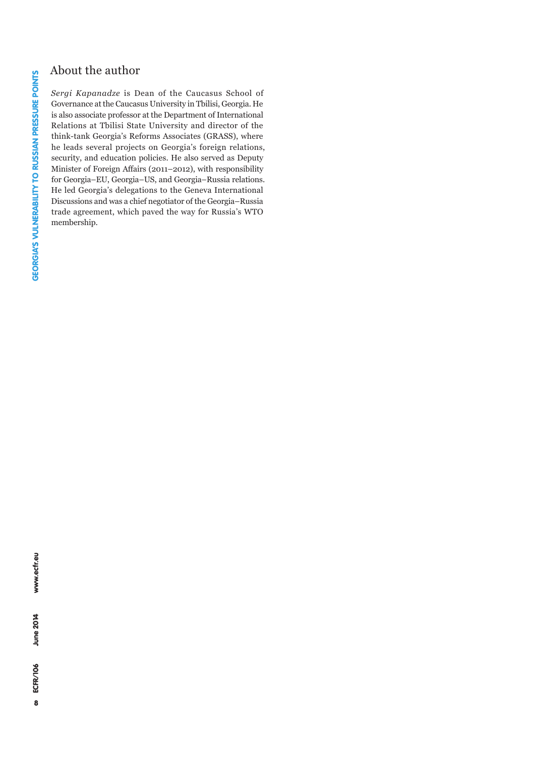## About the author

*Sergi Kapanadze* is Dean of the Caucasus School of Governance at the Caucasus University in Tbilisi, Georgia. He is also associate professor at the Department of International Relations at Tbilisi State University and director of the think-tank Georgia's Reforms Associates (GRASS), where he leads several projects on Georgia's foreign relations, security, and education policies. He also served as Deputy Minister of Foreign Affairs (2011–2012), with responsibility for Georgia–EU, Georgia–US, and Georgia–Russia relations. He led Georgia's delegations to the Geneva International Discussions and was a chief negotiator of the Georgia–Russia trade agreement, which paved the way for Russia's WTO membership.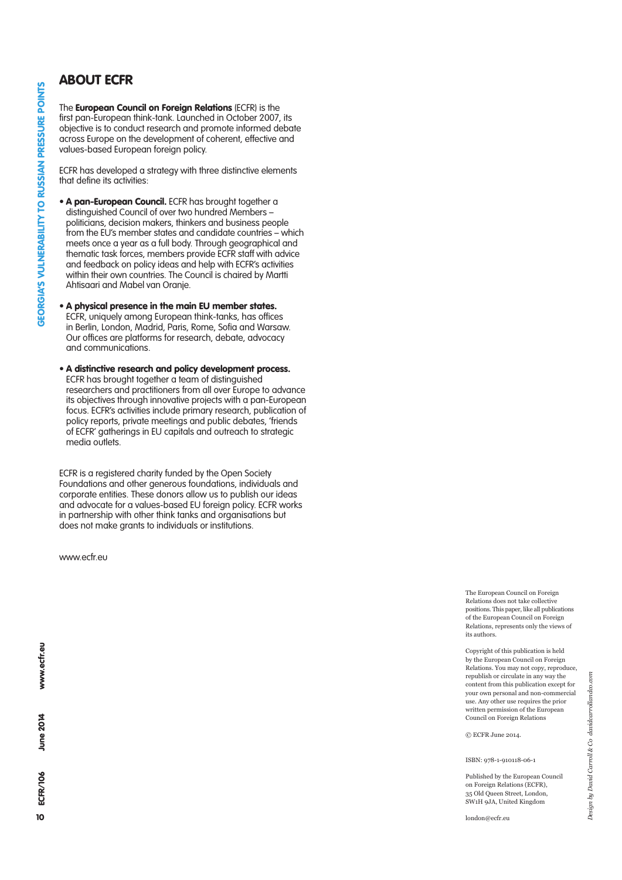## ABOUT ECFR

The **European Council on Foreign Relations** (ECFR) is the first pan-European think-tank. Launched in October 2007, its objective is to conduct research and promote informed debate across Europe on the development of coherent, effective and values-based European foreign policy.

ECFR has developed a strategy with three distinctive elements that define its activities:

- **A pan-European Council.** ECFR has brought together a distinguished Council of over two hundred Members – politicians, decision makers, thinkers and business people from the EU's member states and candidate countries – which meets once a year as a full body. Through geographical and thematic task forces, members provide ECFR staff with advice and feedback on policy ideas and help with ECFR's activities within their own countries. The Council is chaired by Martti Ahtisaari and Mabel van Oranje.

- **A physical presence in the main EU member states.** ECFR, uniquely among European think-tanks, has offices in Berlin, London, Madrid, Paris, Rome, Sofia and Warsaw. Our offices are platforms for research, debate, advocacy and communications.

- **A distinctive research and policy development process.** ECFR has brought together a team of distinguished researchers and practitioners from all over Europe to advance its objectives through innovative projects with a pan-European focus. ECFR's activities include primary research, publication of policy reports, private meetings and public debates, 'friends of ECFR' gatherings in EU capitals and outreach to strategic media outlets.

ECFR is a registered charity funded by the Open Society Foundations and other generous foundations, individuals and corporate entities. These donors allow us to publish our ideas and advocate for a values-based EU foreign policy. ECFR works in partnership with other think tanks and organisations but does not make grants to individuals or institutions.

www.ecfr.eu

The European Council on Foreign Relations does not take collective positions. This paper, like all publications of the European Council on Foreign Relations, represents only the views of its authors.

Copyright of this publication is held by the European Council on Foreign Relations. You may not copy, reproduce, republish or circulate in any way the content from this publication except for your own personal and non-commercial use. Any other use requires the prior written permission of the European Council on Foreign Relations

© ECFR June 2014.

ISBN: 978-1-910118-06-1

Published by the European Council on Foreign Relations (ECFR), 35 Old Queen Street, London, SW1H 9JA, United Kingdom

london@ecfr.eu

*Design by David Carroll & Co davidcarrolllandco.com*